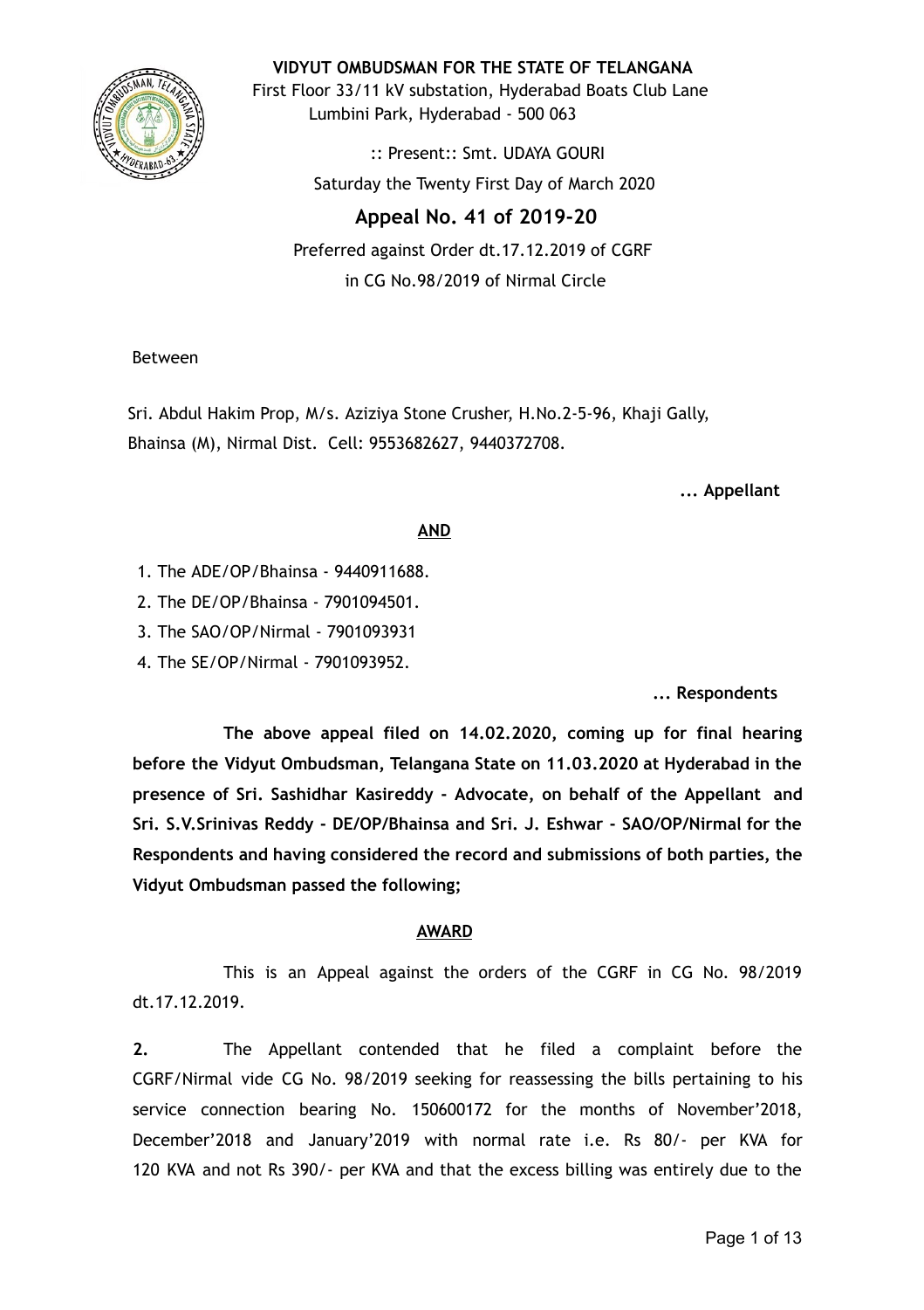**VIDYUT OMBUDSMAN FOR THE STATE OF TELANGANA**

First Floor 33/11 kV substation, Hyderabad Boats Club Lane
Lumbini Park, Hyderabad - 500 063

:: Present:: Smt. UDAYA GOURI

Saturday the Twenty First Day of March 2020

## Appeal No. 41 of 2019-20

Preferred against Order dt.17.12.2019 of CGRF
in CG No.98/2019 of Nirmal Circle

Between

Sri. Abdul Hakim Prop, M/s. Aziziya Stone Crusher, H.No.2-5-96, Khaji Gally, Bhainsa (M), Nirmal Dist. Cell: 9553682627, 9440372708.

**... Appellant**

**AND**

1. The ADE/OP/Bhainsa - 9440911688.
2. The DE/OP/Bhainsa - 7901094501.
3. The SAO/OP/Nirmal - 7901093931
4. The SE/OP/Nirmal - 7901093952.

**... Respondents**

**The above appeal filed on 14.02.2020, coming up for final hearing before the Vidyut Ombudsman, Telangana State on 11.03.2020 at Hyderabad in the presence of Sri. Sashidhar Kasireddy - Advocate, on behalf of the Appellant and Sri. S.V.Srinivas Reddy - DE/OP/Bhainsa and Sri. J. Eshwar - SAO/OP/Nirmal for the Respondents and having considered the record and submissions of both parties, the Vidyut Ombudsman passed the following;**

**AWARD**

This is an Appeal against the orders of the CGRF in CG No. 98/2019 dt.17.12.2019.

**2.** The Appellant contended that he filed a complaint before the CGRF/Nirmal vide CG No. 98/2019 seeking for reassessing the bills pertaining to his service connection bearing No. 150600172 for the months of November'2018, December'2018 and January'2019 with normal rate i.e. Rs 80/- per KVA for 120 KVA and not Rs 390/- per KVA and that the excess billing was entirely due to the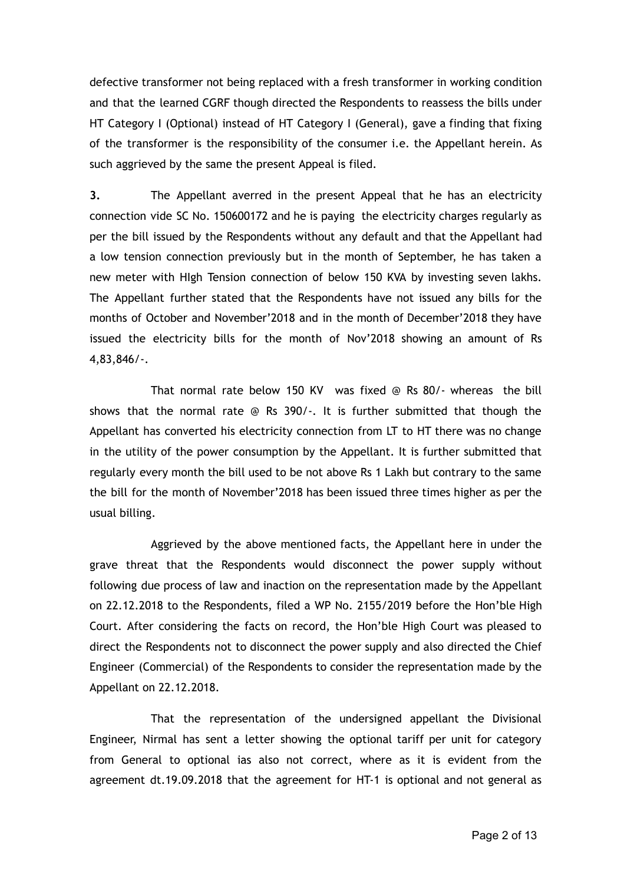defective transformer not being replaced with a fresh transformer in working condition and that the learned CGRF though directed the Respondents to reassess the bills under HT Category I (Optional) instead of HT Category I (General), gave a finding that fixing of the transformer is the responsibility of the consumer i.e. the Appellant herein. As such aggrieved by the same the present Appeal is filed.

**3.** The Appellant averred in the present Appeal that he has an electricity connection vide SC No. 150600172 and he is paying the electricity charges regularly as per the bill issued by the Respondents without any default and that the Appellant had a low tension connection previously but in the month of September, he has taken a new meter with HIgh Tension connection of below 150 KVA by investing seven lakhs. The Appellant further stated that the Respondents have not issued any bills for the months of October and November'2018 and in the month of December'2018 they have issued the electricity bills for the month of Nov'2018 showing an amount of Rs 4,83,846/-.

That normal rate below 150 KV was fixed @ Rs 80/- whereas the bill shows that the normal rate @ Rs 390/-. It is further submitted that though the Appellant has converted his electricity connection from LT to HT there was no change in the utility of the power consumption by the Appellant. It is further submitted that regularly every month the bill used to be not above Rs 1 Lakh but contrary to the same the bill for the month of November'2018 has been issued three times higher as per the usual billing.

Aggrieved by the above mentioned facts, the Appellant here in under the grave threat that the Respondents would disconnect the power supply without following due process of law and inaction on the representation made by the Appellant on 22.12.2018 to the Respondents, filed a WP No. 2155/2019 before the Hon'ble High Court. After considering the facts on record, the Hon'ble High Court was pleased to direct the Respondents not to disconnect the power supply and also directed the Chief Engineer (Commercial) of the Respondents to consider the representation made by the Appellant on 22.12.2018.

That the representation of the undersigned appellant the Divisional Engineer, Nirmal has sent a letter showing the optional tariff per unit for category from General to optional ias also not correct, where as it is evident from the agreement dt.19.09.2018 that the agreement for HT-1 is optional and not general as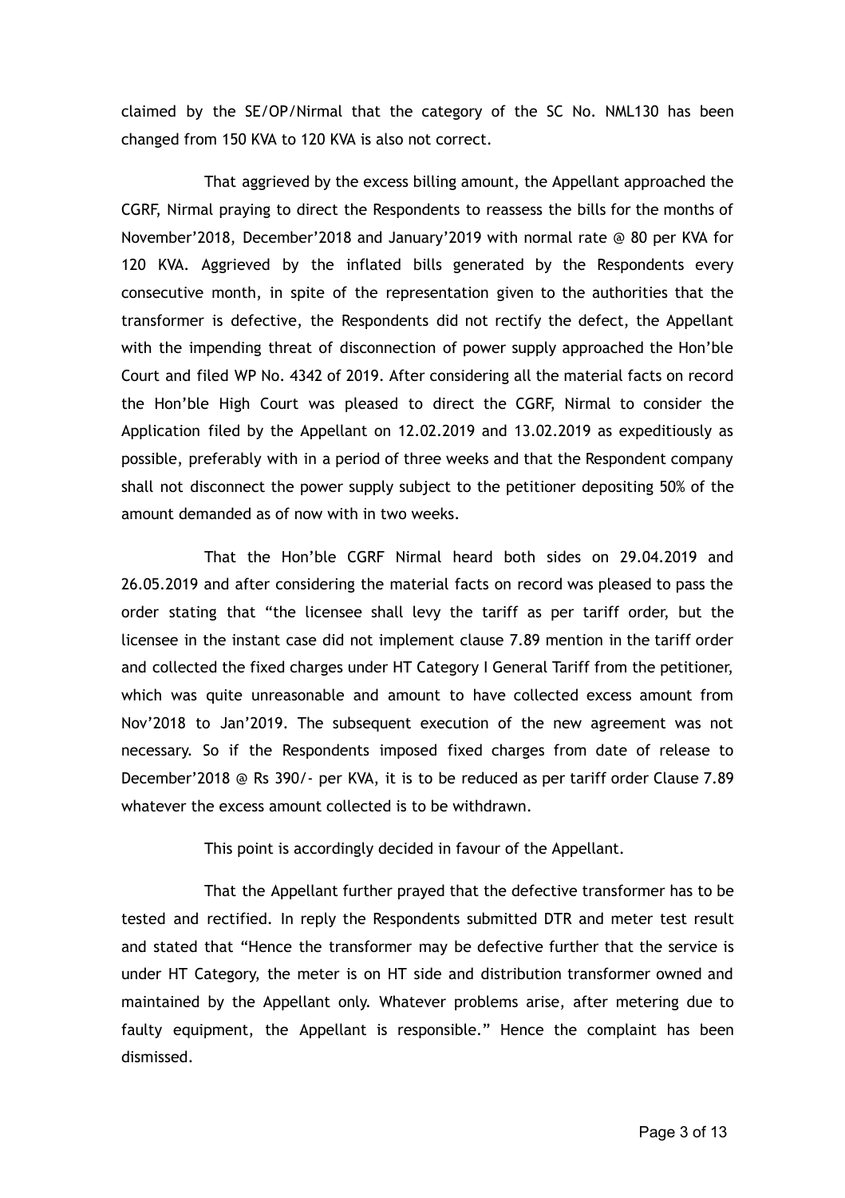claimed by the SE/OP/Nirmal that the category of the SC No. NML130 has been changed from 150 KVA to 120 KVA is also not correct.

That aggrieved by the excess billing amount, the Appellant approached the CGRF, Nirmal praying to direct the Respondents to reassess the bills for the months of November'2018, December'2018 and January'2019 with normal rate @ 80 per KVA for 120 KVA. Aggrieved by the inflated bills generated by the Respondents every consecutive month, in spite of the representation given to the authorities that the transformer is defective, the Respondents did not rectify the defect, the Appellant with the impending threat of disconnection of power supply approached the Hon'ble Court and filed WP No. 4342 of 2019. After considering all the material facts on record the Hon'ble High Court was pleased to direct the CGRF, Nirmal to consider the Application filed by the Appellant on 12.02.2019 and 13.02.2019 as expeditiously as possible, preferably with in a period of three weeks and that the Respondent company shall not disconnect the power supply subject to the petitioner depositing 50% of the amount demanded as of now with in two weeks.

That the Hon'ble CGRF Nirmal heard both sides on 29.04.2019 and 26.05.2019 and after considering the material facts on record was pleased to pass the order stating that "the licensee shall levy the tariff as per tariff order, but the licensee in the instant case did not implement clause 7.89 mention in the tariff order and collected the fixed charges under HT Category I General Tariff from the petitioner, which was quite unreasonable and amount to have collected excess amount from Nov'2018 to Jan'2019. The subsequent execution of the new agreement was not necessary. So if the Respondents imposed fixed charges from date of release to December'2018 @ Rs 390/- per KVA, it is to be reduced as per tariff order Clause 7.89 whatever the excess amount collected is to be withdrawn.

This point is accordingly decided in favour of the Appellant.

That the Appellant further prayed that the defective transformer has to be tested and rectified. In reply the Respondents submitted DTR and meter test result and stated that "Hence the transformer may be defective further that the service is under HT Category, the meter is on HT side and distribution transformer owned and maintained by the Appellant only. Whatever problems arise, after metering due to faulty equipment, the Appellant is responsible." Hence the complaint has been dismissed.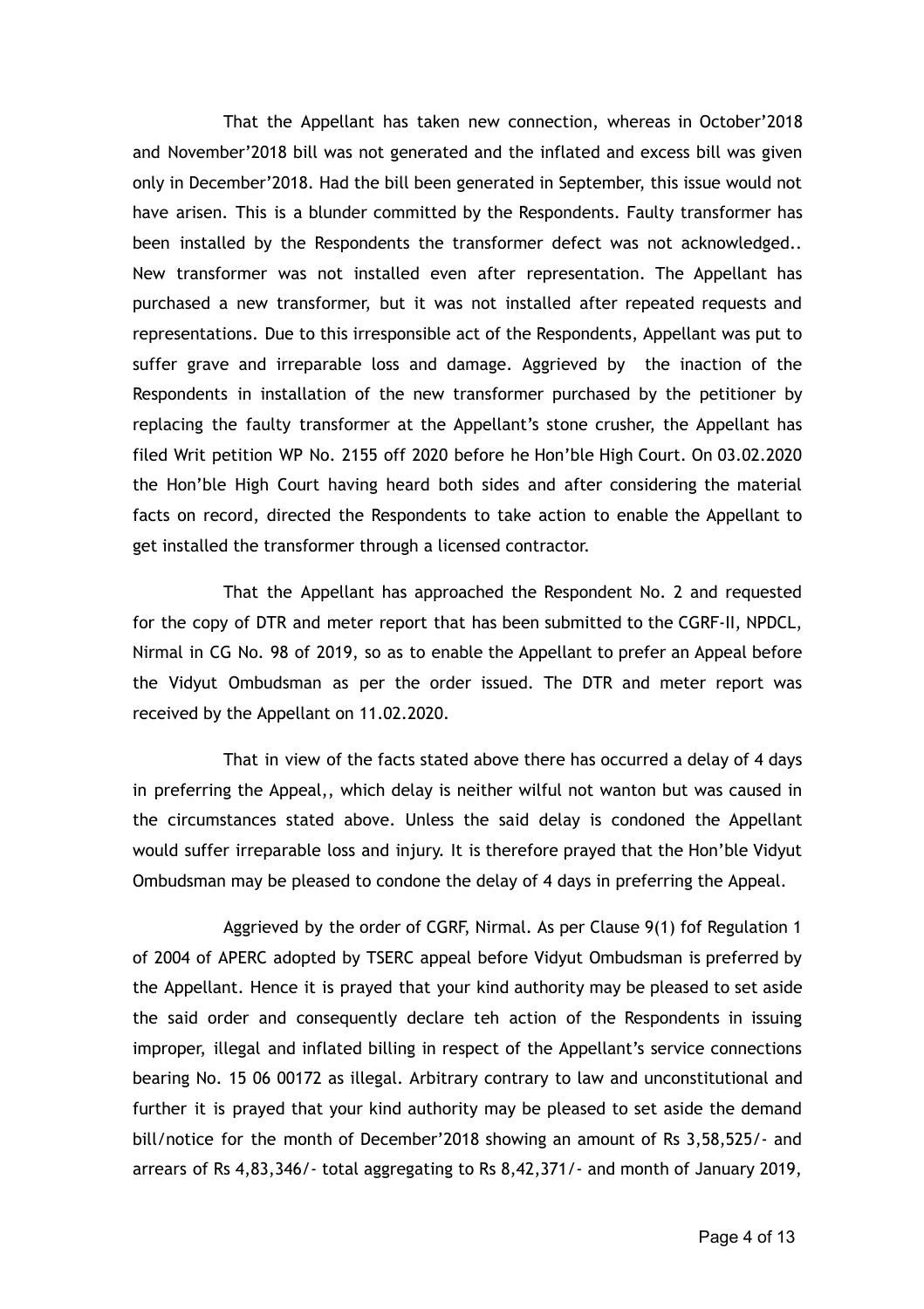That the Appellant has taken new connection, whereas in October'2018 and November'2018 bill was not generated and the inflated and excess bill was given only in December'2018. Had the bill been generated in September, this issue would not have arisen. This is a blunder committed by the Respondents. Faulty transformer has been installed by the Respondents the transformer defect was not acknowledged.. New transformer was not installed even after representation. The Appellant has purchased a new transformer, but it was not installed after repeated requests and representations. Due to this irresponsible act of the Respondents, Appellant was put to suffer grave and irreparable loss and damage. Aggrieved by the inaction of the Respondents in installation of the new transformer purchased by the petitioner by replacing the faulty transformer at the Appellant's stone crusher, the Appellant has filed Writ petition WP No. 2155 off 2020 before he Hon'ble High Court. On 03.02.2020 the Hon'ble High Court having heard both sides and after considering the material facts on record, directed the Respondents to take action to enable the Appellant to get installed the transformer through a licensed contractor.

That the Appellant has approached the Respondent No. 2 and requested for the copy of DTR and meter report that has been submitted to the CGRF-II, NPDCL, Nirmal in CG No. 98 of 2019, so as to enable the Appellant to prefer an Appeal before the Vidyut Ombudsman as per the order issued. The DTR and meter report was received by the Appellant on 11.02.2020.

That in view of the facts stated above there has occurred a delay of 4 days in preferring the Appeal,, which delay is neither wilful not wanton but was caused in the circumstances stated above. Unless the said delay is condoned the Appellant would suffer irreparable loss and injury. It is therefore prayed that the Hon'ble Vidyut Ombudsman may be pleased to condone the delay of 4 days in preferring the Appeal.

Aggrieved by the order of CGRF, Nirmal. As per Clause 9(1) fof Regulation 1 of 2004 of APERC adopted by TSERC appeal before Vidyut Ombudsman is preferred by the Appellant. Hence it is prayed that your kind authority may be pleased to set aside the said order and consequently declare teh action of the Respondents in issuing improper, illegal and inflated billing in respect of the Appellant's service connections bearing No. 15 06 00172 as illegal. Arbitrary contrary to law and unconstitutional and further it is prayed that your kind authority may be pleased to set aside the demand bill/notice for the month of December'2018 showing an amount of Rs 3,58,525/- and arrears of Rs 4,83,346/- total aggregating to Rs 8,42,371/- and month of January 2019,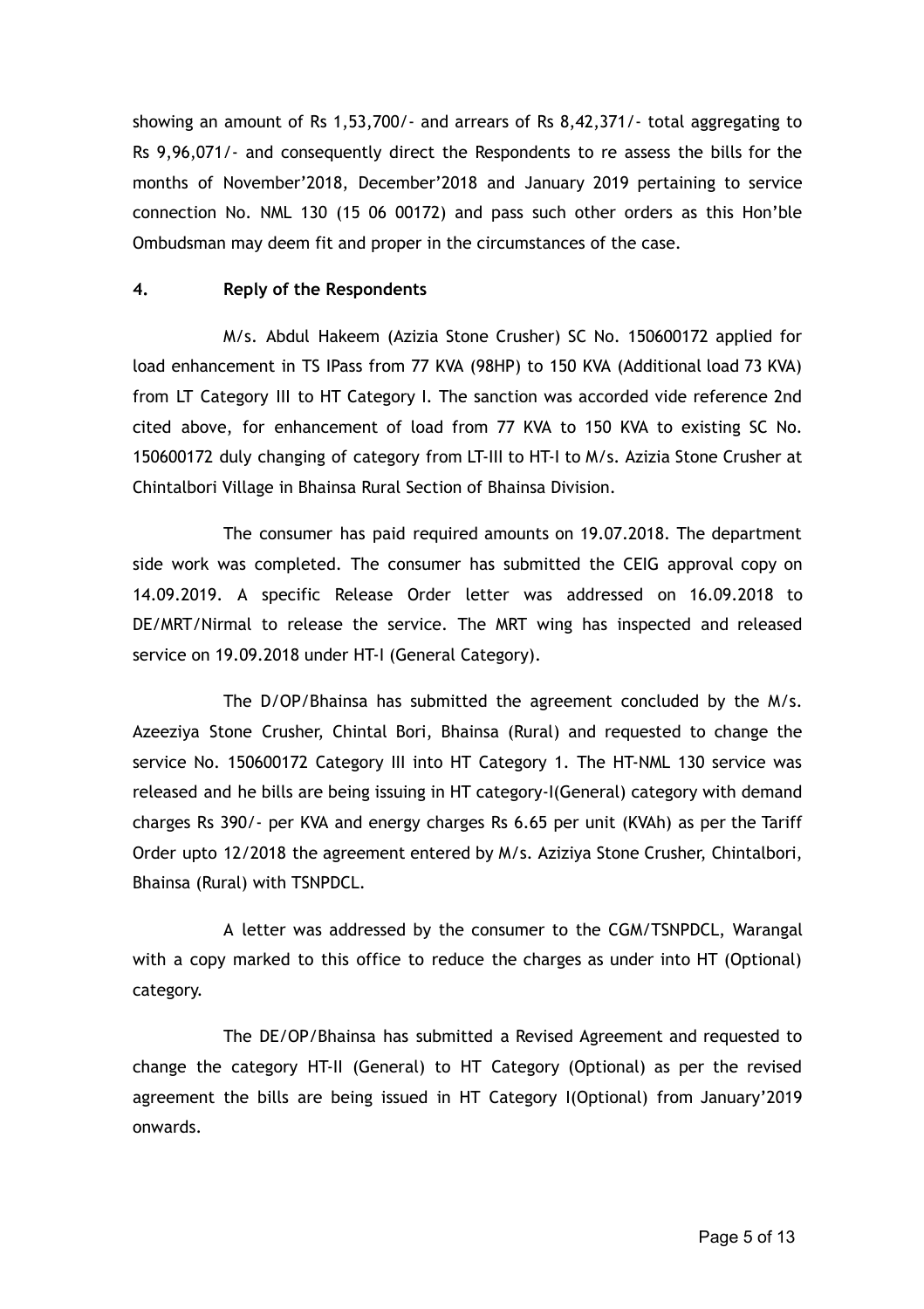showing an amount of Rs 1,53,700/- and arrears of Rs 8,42,371/- total aggregating to Rs 9,96,071/- and consequently direct the Respondents to re assess the bills for the months of November'2018, December'2018 and January 2019 pertaining to service connection No. NML 130 (15 06 00172) and pass such other orders as this Hon'ble Ombudsman may deem fit and proper in the circumstances of the case.

**4. Reply of the Respondents**

M/s. Abdul Hakeem (Azizia Stone Crusher) SC No. 150600172 applied for load enhancement in TS IPass from 77 KVA (98HP) to 150 KVA (Additional load 73 KVA) from LT Category III to HT Category I. The sanction was accorded vide reference 2nd cited above, for enhancement of load from 77 KVA to 150 KVA to existing SC No. 150600172 duly changing of category from LT-III to HT-I to M/s. Azizia Stone Crusher at Chintalbori Village in Bhainsa Rural Section of Bhainsa Division.

The consumer has paid required amounts on 19.07.2018. The department side work was completed. The consumer has submitted the CEIG approval copy on 14.09.2019. A specific Release Order letter was addressed on 16.09.2018 to DE/MRT/Nirmal to release the service. The MRT wing has inspected and released service on 19.09.2018 under HT-I (General Category).

The D/OP/Bhainsa has submitted the agreement concluded by the M/s. Azeeziya Stone Crusher, Chintal Bori, Bhainsa (Rural) and requested to change the service No. 150600172 Category III into HT Category 1. The HT-NML 130 service was released and he bills are being issuing in HT category-I(General) category with demand charges Rs 390/- per KVA and energy charges Rs 6.65 per unit (KVAh) as per the Tariff Order upto 12/2018 the agreement entered by M/s. Aziziya Stone Crusher, Chintalbori, Bhainsa (Rural) with TSNPDCL.

A letter was addressed by the consumer to the CGM/TSNPDCL, Warangal with a copy marked to this office to reduce the charges as under into HT (Optional) category.

The DE/OP/Bhainsa has submitted a Revised Agreement and requested to change the category HT-II (General) to HT Category (Optional) as per the revised agreement the bills are being issued in HT Category I(Optional) from January'2019 onwards.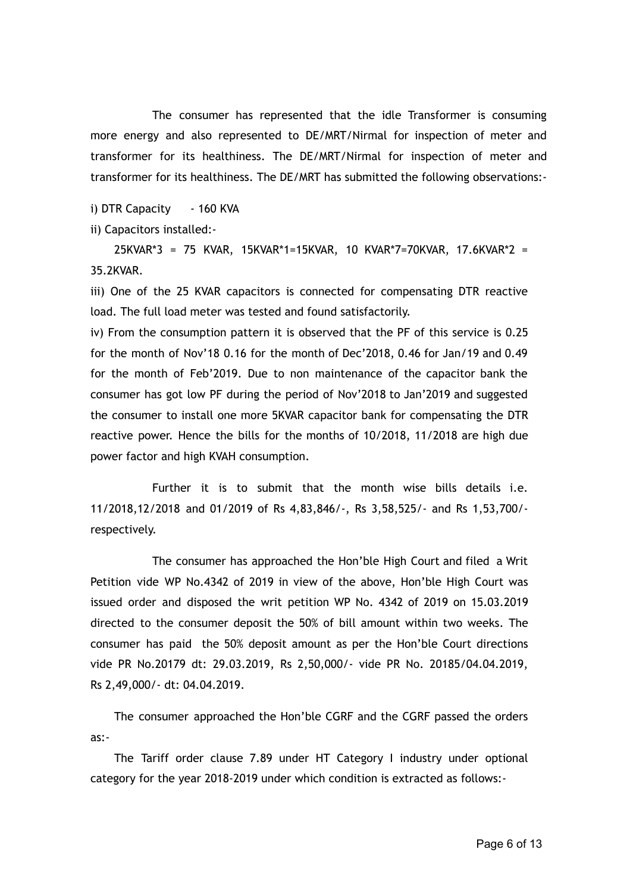The consumer has represented that the idle Transformer is consuming more energy and also represented to DE/MRT/Nirmal for inspection of meter and transformer for its healthiness. The DE/MRT/Nirmal for inspection of meter and transformer for its healthiness. The DE/MRT has submitted the following observations:-

i) DTR Capacity - 160 KVA

ii) Capacitors installed:-

25KVAR*3 = 75 KVAR, 15KVAR*1=15KVAR, 10 KVAR*7=70KVAR, 17.6KVAR*2 = 35.2KVAR.

iii) One of the 25 KVAR capacitors is connected for compensating DTR reactive load. The full load meter was tested and found satisfactorily.

iv) From the consumption pattern it is observed that the PF of this service is 0.25 for the month of Nov'18 0.16 for the month of Dec'2018, 0.46 for Jan/19 and 0.49 for the month of Feb'2019. Due to non maintenance of the capacitor bank the consumer has got low PF during the period of Nov'2018 to Jan'2019 and suggested the consumer to install one more 5KVAR capacitor bank for compensating the DTR reactive power. Hence the bills for the months of 10/2018, 11/2018 are high due power factor and high KVAH consumption.

Further it is to submit that the month wise bills details i.e. 11/2018,12/2018 and 01/2019 of Rs 4,83,846/-, Rs 3,58,525/- and Rs 1,53,700/- respectively.

The consumer has approached the Hon'ble High Court and filed a Writ Petition vide WP No.4342 of 2019 in view of the above, Hon'ble High Court was issued order and disposed the writ petition WP No. 4342 of 2019 on 15.03.2019 directed to the consumer deposit the 50% of bill amount within two weeks. The consumer has paid the 50% deposit amount as per the Hon'ble Court directions vide PR No.20179 dt: 29.03.2019, Rs 2,50,000/- vide PR No. 20185/04.04.2019, Rs 2,49,000/- dt: 04.04.2019.

The consumer approached the Hon'ble CGRF and the CGRF passed the orders as:-

The Tariff order clause 7.89 under HT Category I industry under optional category for the year 2018-2019 under which condition is extracted as follows:-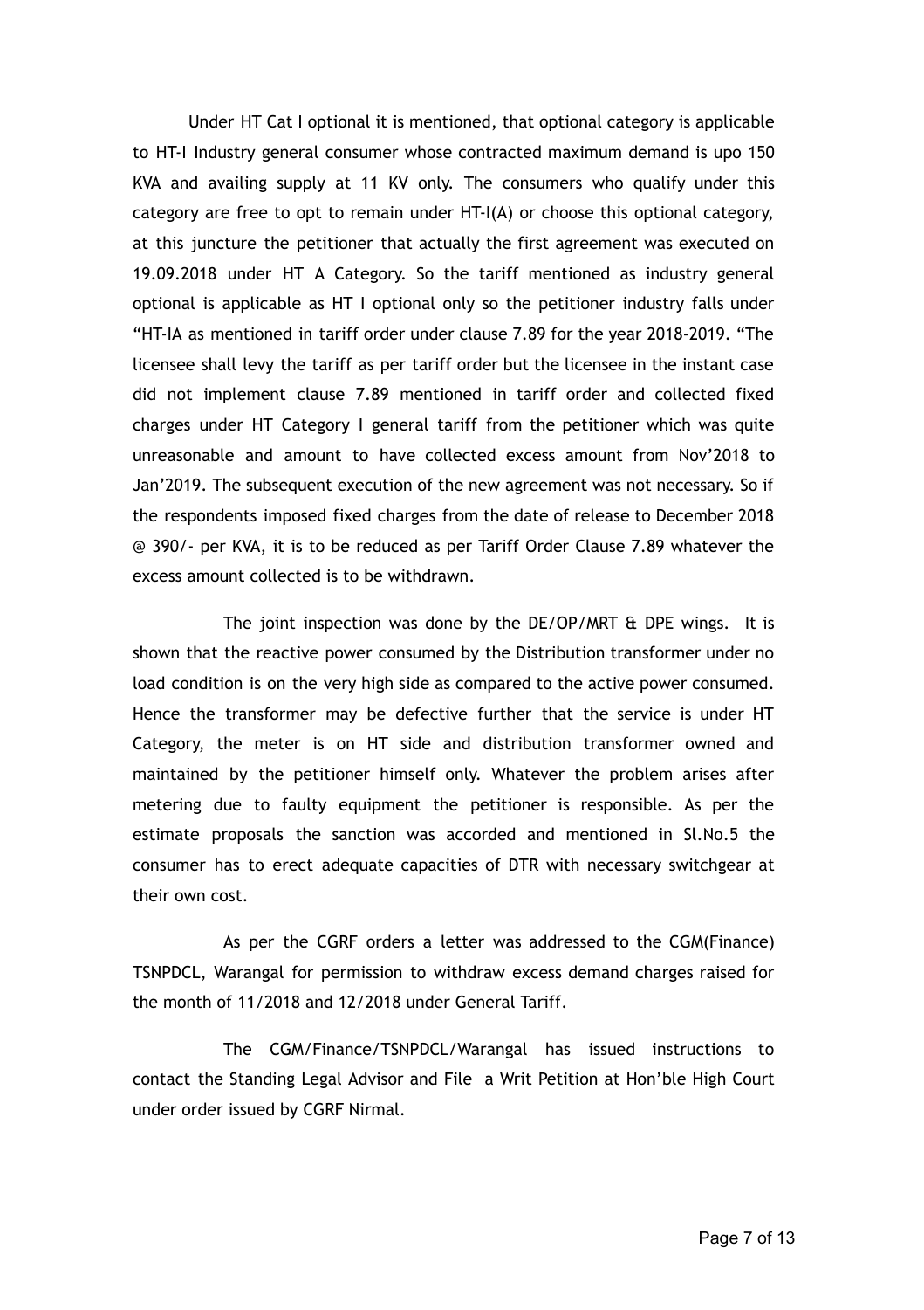Under HT Cat I optional it is mentioned, that optional category is applicable to HT-I Industry general consumer whose contracted maximum demand is upo 150 KVA and availing supply at 11 KV only. The consumers who qualify under this category are free to opt to remain under HT-I(A) or choose this optional category, at this juncture the petitioner that actually the first agreement was executed on 19.09.2018 under HT A Category. So the tariff mentioned as industry general optional is applicable as HT I optional only so the petitioner industry falls under "HT-IA as mentioned in tariff order under clause 7.89 for the year 2018-2019. "The licensee shall levy the tariff as per tariff order but the licensee in the instant case did not implement clause 7.89 mentioned in tariff order and collected fixed charges under HT Category I general tariff from the petitioner which was quite unreasonable and amount to have collected excess amount from Nov'2018 to Jan'2019. The subsequent execution of the new agreement was not necessary. So if the respondents imposed fixed charges from the date of release to December 2018 @ 390/- per KVA, it is to be reduced as per Tariff Order Clause 7.89 whatever the excess amount collected is to be withdrawn.

The joint inspection was done by the DE/OP/MRT & DPE wings. It is shown that the reactive power consumed by the Distribution transformer under no load condition is on the very high side as compared to the active power consumed. Hence the transformer may be defective further that the service is under HT Category, the meter is on HT side and distribution transformer owned and maintained by the petitioner himself only. Whatever the problem arises after metering due to faulty equipment the petitioner is responsible. As per the estimate proposals the sanction was accorded and mentioned in Sl.No.5 the consumer has to erect adequate capacities of DTR with necessary switchgear at their own cost.

As per the CGRF orders a letter was addressed to the CGM(Finance) TSNPDCL, Warangal for permission to withdraw excess demand charges raised for the month of 11/2018 and 12/2018 under General Tariff.

The CGM/Finance/TSNPDCL/Warangal has issued instructions to contact the Standing Legal Advisor and File a Writ Petition at Hon'ble High Court under order issued by CGRF Nirmal.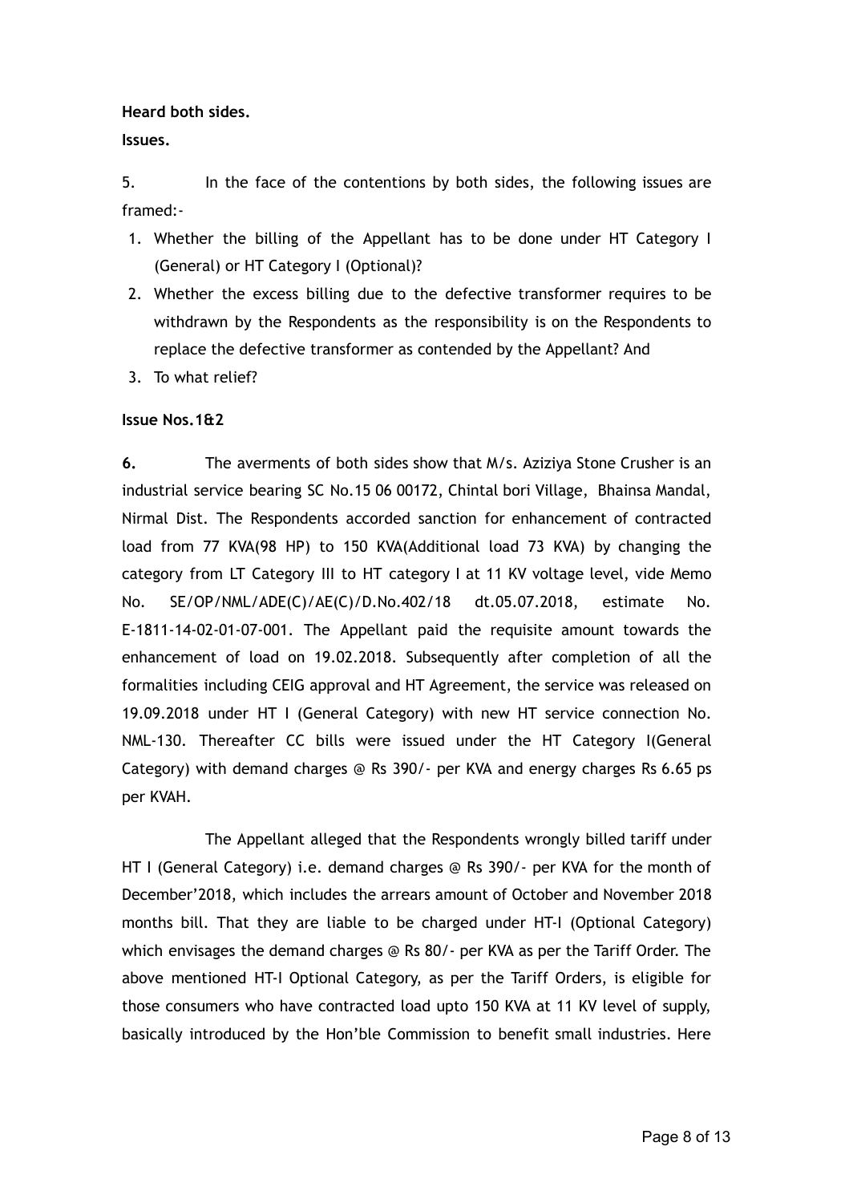**Heard both sides.**

**Issues.**

5. In the face of the contentions by both sides, the following issues are framed:-

1. Whether the billing of the Appellant has to be done under HT Category I (General) or HT Category I (Optional)?
2. Whether the excess billing due to the defective transformer requires to be withdrawn by the Respondents as the responsibility is on the Respondents to replace the defective transformer as contended by the Appellant? And
3. To what relief?

**Issue Nos.1&2**

**6.** The averments of both sides show that M/s. Aziziya Stone Crusher is an industrial service bearing SC No.15 06 00172, Chintal bori Village, Bhainsa Mandal, Nirmal Dist. The Respondents accorded sanction for enhancement of contracted load from 77 KVA(98 HP) to 150 KVA(Additional load 73 KVA) by changing the category from LT Category III to HT category I at 11 KV voltage level, vide Memo No. SE/OP/NML/ADE(C)/AE(C)/D.No.402/18 dt.05.07.2018, estimate No. E-1811-14-02-01-07-001. The Appellant paid the requisite amount towards the enhancement of load on 19.02.2018. Subsequently after completion of all the formalities including CEIG approval and HT Agreement, the service was released on 19.09.2018 under HT I (General Category) with new HT service connection No. NML-130. Thereafter CC bills were issued under the HT Category I(General Category) with demand charges @ Rs 390/- per KVA and energy charges Rs 6.65 ps per KVAH.

The Appellant alleged that the Respondents wrongly billed tariff under HT I (General Category) i.e. demand charges @ Rs 390/- per KVA for the month of December'2018, which includes the arrears amount of October and November 2018 months bill. That they are liable to be charged under HT-I (Optional Category) which envisages the demand charges @ Rs 80/- per KVA as per the Tariff Order. The above mentioned HT-I Optional Category, as per the Tariff Orders, is eligible for those consumers who have contracted load upto 150 KVA at 11 KV level of supply, basically introduced by the Hon'ble Commission to benefit small industries. Here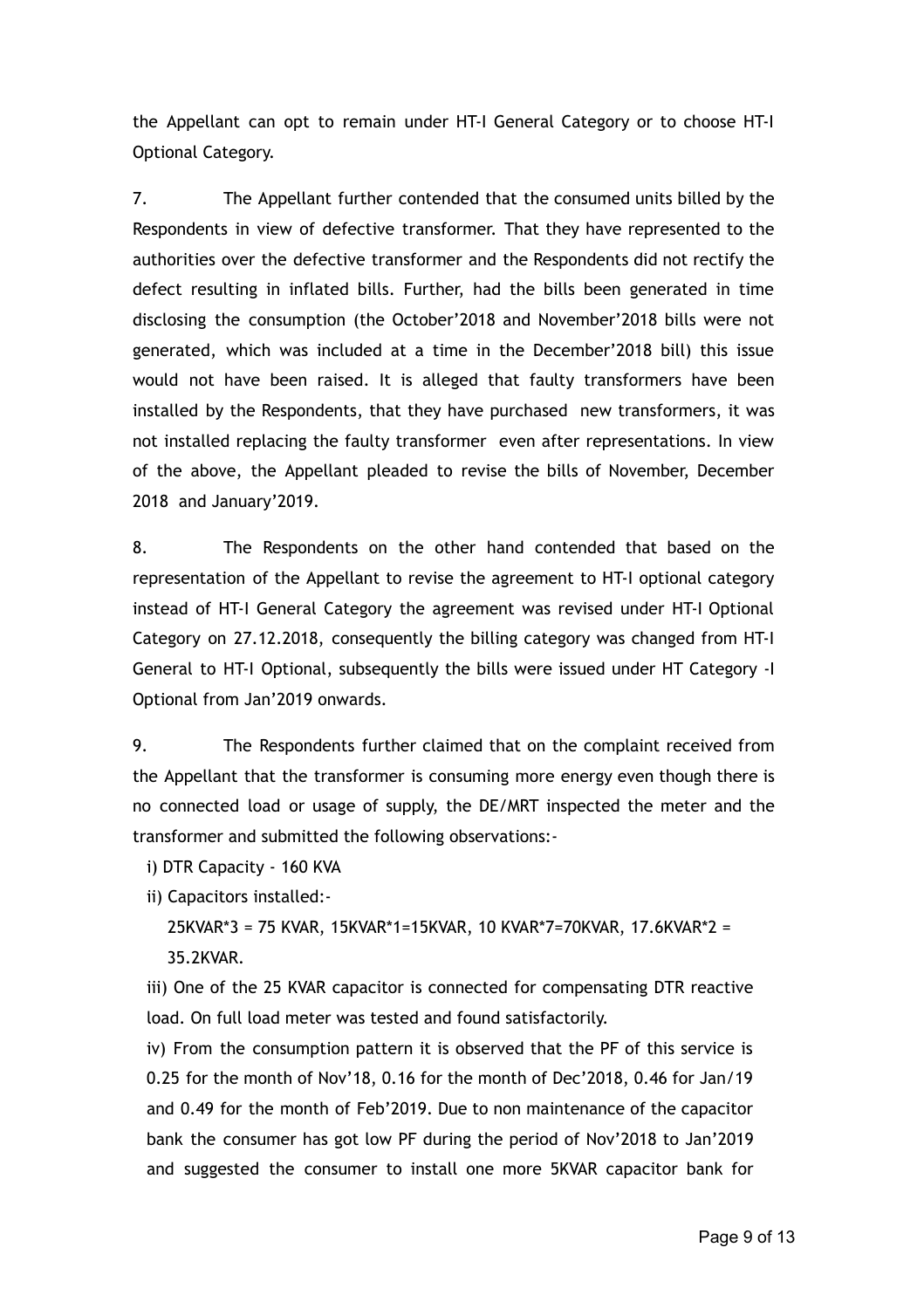the Appellant can opt to remain under HT-I General Category or to choose HT-I Optional Category.

7. The Appellant further contended that the consumed units billed by the Respondents in view of defective transformer. That they have represented to the authorities over the defective transformer and the Respondents did not rectify the defect resulting in inflated bills. Further, had the bills been generated in time disclosing the consumption (the October'2018 and November'2018 bills were not generated, which was included at a time in the December'2018 bill) this issue would not have been raised. It is alleged that faulty transformers have been installed by the Respondents, that they have purchased new transformers, it was not installed replacing the faulty transformer even after representations. In view of the above, the Appellant pleaded to revise the bills of November, December 2018 and January'2019.

8. The Respondents on the other hand contended that based on the representation of the Appellant to revise the agreement to HT-I optional category instead of HT-I General Category the agreement was revised under HT-I Optional Category on 27.12.2018, consequently the billing category was changed from HT-I General to HT-I Optional, subsequently the bills were issued under HT Category -I Optional from Jan'2019 onwards.

9. The Respondents further claimed that on the complaint received from the Appellant that the transformer is consuming more energy even though there is no connected load or usage of supply, the DE/MRT inspected the meter and the transformer and submitted the following observations:-

i) DTR Capacity - 160 KVA

ii) Capacitors installed:-

25KVAR*3 = 75 KVAR, 15KVAR*1=15KVAR, 10 KVAR*7=70KVAR, 17.6KVAR*2 = 35.2KVAR.

iii) One of the 25 KVAR capacitor is connected for compensating DTR reactive load. On full load meter was tested and found satisfactorily.

iv) From the consumption pattern it is observed that the PF of this service is 0.25 for the month of Nov'18, 0.16 for the month of Dec'2018, 0.46 for Jan/19 and 0.49 for the month of Feb'2019. Due to non maintenance of the capacitor bank the consumer has got low PF during the period of Nov'2018 to Jan'2019 and suggested the consumer to install one more 5KVAR capacitor bank for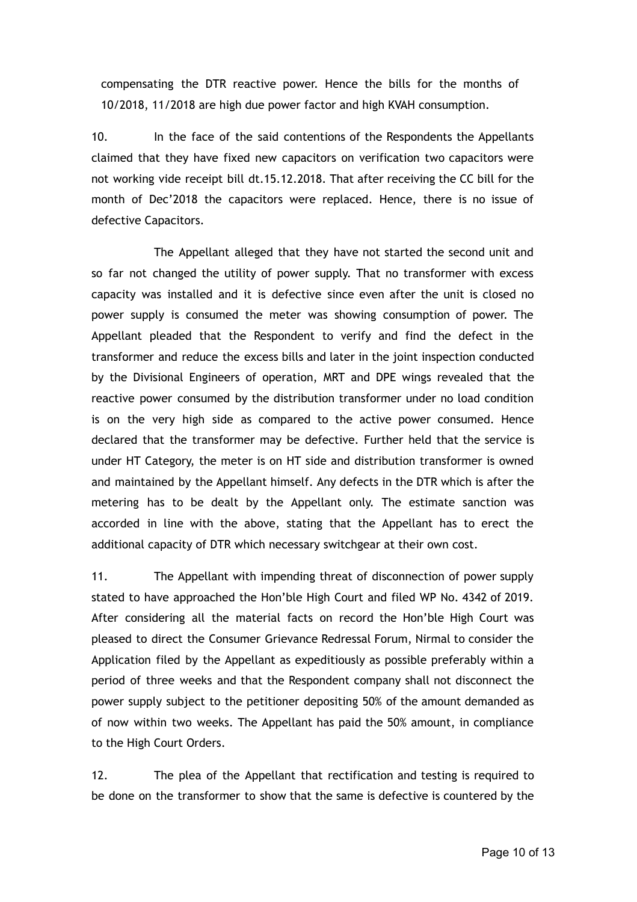compensating the DTR reactive power. Hence the bills for the months of 10/2018, 11/2018 are high due power factor and high KVAH consumption.

10. In the face of the said contentions of the Respondents the Appellants claimed that they have fixed new capacitors on verification two capacitors were not working vide receipt bill dt.15.12.2018. That after receiving the CC bill for the month of Dec'2018 the capacitors were replaced. Hence, there is no issue of defective Capacitors.

The Appellant alleged that they have not started the second unit and so far not changed the utility of power supply. That no transformer with excess capacity was installed and it is defective since even after the unit is closed no power supply is consumed the meter was showing consumption of power. The Appellant pleaded that the Respondent to verify and find the defect in the transformer and reduce the excess bills and later in the joint inspection conducted by the Divisional Engineers of operation, MRT and DPE wings revealed that the reactive power consumed by the distribution transformer under no load condition is on the very high side as compared to the active power consumed. Hence declared that the transformer may be defective. Further held that the service is under HT Category, the meter is on HT side and distribution transformer is owned and maintained by the Appellant himself. Any defects in the DTR which is after the metering has to be dealt by the Appellant only. The estimate sanction was accorded in line with the above, stating that the Appellant has to erect the additional capacity of DTR which necessary switchgear at their own cost.

11. The Appellant with impending threat of disconnection of power supply stated to have approached the Hon'ble High Court and filed WP No. 4342 of 2019. After considering all the material facts on record the Hon'ble High Court was pleased to direct the Consumer Grievance Redressal Forum, Nirmal to consider the Application filed by the Appellant as expeditiously as possible preferably within a period of three weeks and that the Respondent company shall not disconnect the power supply subject to the petitioner depositing 50% of the amount demanded as of now within two weeks. The Appellant has paid the 50% amount, in compliance to the High Court Orders.

12. The plea of the Appellant that rectification and testing is required to be done on the transformer to show that the same is defective is countered by the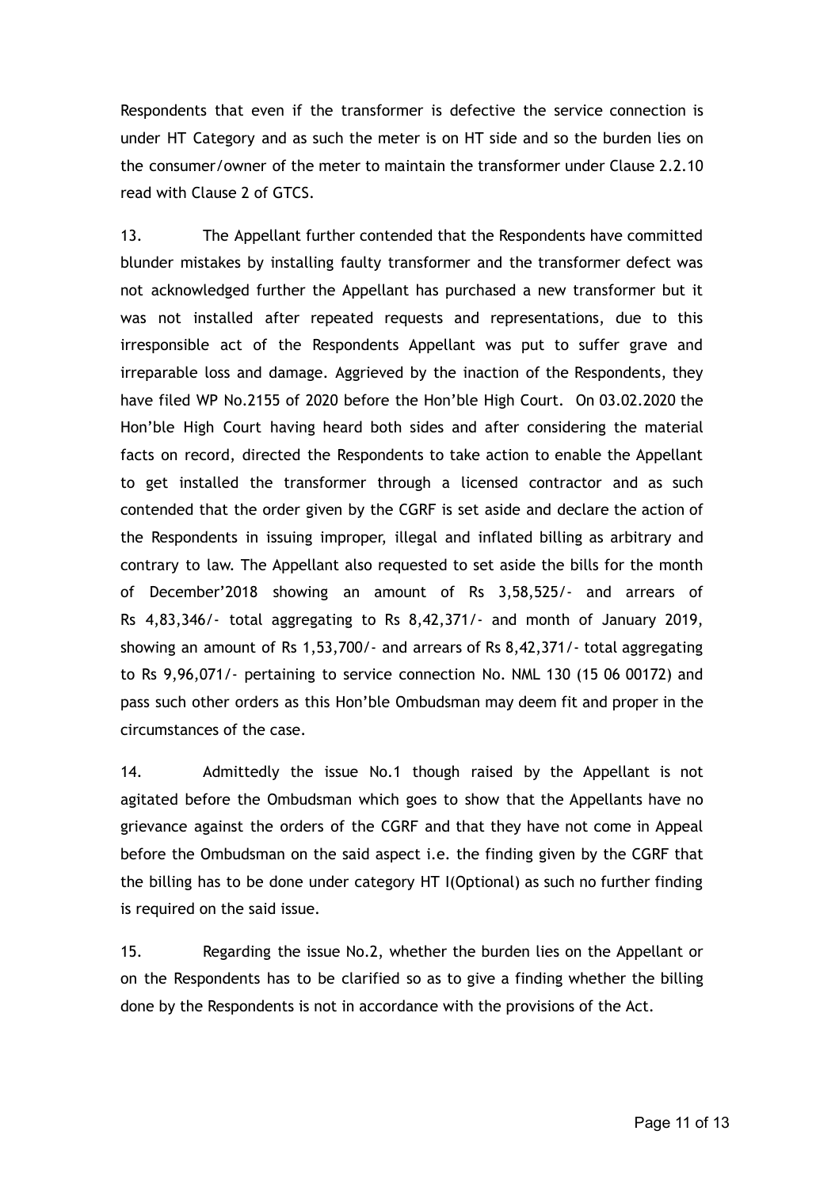Respondents that even if the transformer is defective the service connection is under HT Category and as such the meter is on HT side and so the burden lies on the consumer/owner of the meter to maintain the transformer under Clause 2.2.10 read with Clause 2 of GTCS.

13. The Appellant further contended that the Respondents have committed blunder mistakes by installing faulty transformer and the transformer defect was not acknowledged further the Appellant has purchased a new transformer but it was not installed after repeated requests and representations, due to this irresponsible act of the Respondents Appellant was put to suffer grave and irreparable loss and damage. Aggrieved by the inaction of the Respondents, they have filed WP No.2155 of 2020 before the Hon'ble High Court. On 03.02.2020 the Hon'ble High Court having heard both sides and after considering the material facts on record, directed the Respondents to take action to enable the Appellant to get installed the transformer through a licensed contractor and as such contended that the order given by the CGRF is set aside and declare the action of the Respondents in issuing improper, illegal and inflated billing as arbitrary and contrary to law. The Appellant also requested to set aside the bills for the month of December'2018 showing an amount of Rs 3,58,525/- and arrears of Rs 4,83,346/- total aggregating to Rs 8,42,371/- and month of January 2019, showing an amount of Rs 1,53,700/- and arrears of Rs 8,42,371/- total aggregating to Rs 9,96,071/- pertaining to service connection No. NML 130 (15 06 00172) and pass such other orders as this Hon'ble Ombudsman may deem fit and proper in the circumstances of the case.

14. Admittedly the issue No.1 though raised by the Appellant is not agitated before the Ombudsman which goes to show that the Appellants have no grievance against the orders of the CGRF and that they have not come in Appeal before the Ombudsman on the said aspect i.e. the finding given by the CGRF that the billing has to be done under category HT I(Optional) as such no further finding is required on the said issue.

15. Regarding the issue No.2, whether the burden lies on the Appellant or on the Respondents has to be clarified so as to give a finding whether the billing done by the Respondents is not in accordance with the provisions of the Act.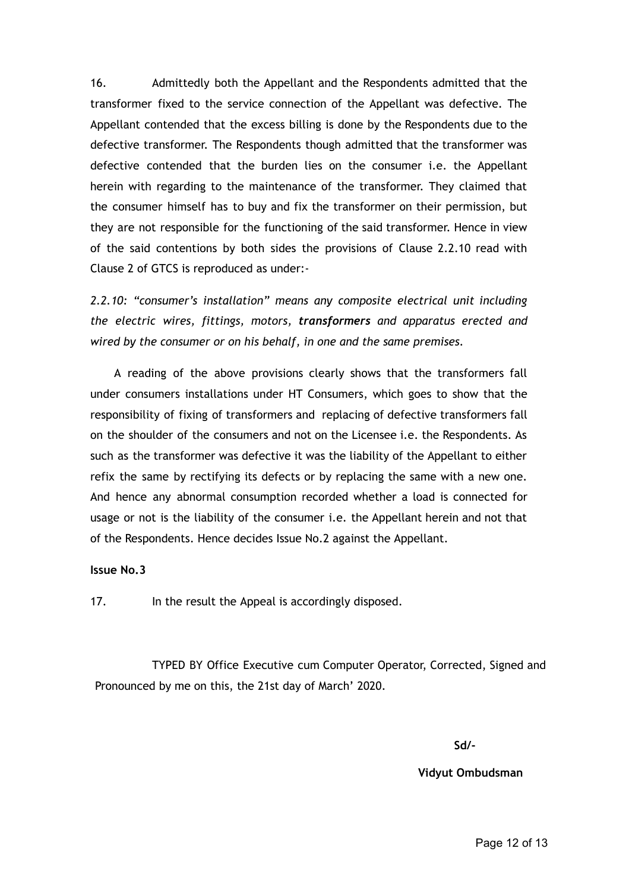16. Admittedly both the Appellant and the Respondents admitted that the transformer fixed to the service connection of the Appellant was defective. The Appellant contended that the excess billing is done by the Respondents due to the defective transformer. The Respondents though admitted that the transformer was defective contended that the burden lies on the consumer i.e. the Appellant herein with regarding to the maintenance of the transformer. They claimed that the consumer himself has to buy and fix the transformer on their permission, but they are not responsible for the functioning of the said transformer. Hence in view of the said contentions by both sides the provisions of Clause 2.2.10 read with Clause 2 of GTCS is reproduced as under:-

*2.2.10: "consumer's installation" means any composite electrical unit including the electric wires, fittings, motors,* ***transformers*** *and apparatus erected and wired by the consumer or on his behalf, in one and the same premises.*

A reading of the above provisions clearly shows that the transformers fall under consumers installations under HT Consumers, which goes to show that the responsibility of fixing of transformers and replacing of defective transformers fall on the shoulder of the consumers and not on the Licensee i.e. the Respondents. As such as the transformer was defective it was the liability of the Appellant to either refix the same by rectifying its defects or by replacing the same with a new one. And hence any abnormal consumption recorded whether a load is connected for usage or not is the liability of the consumer i.e. the Appellant herein and not that of the Respondents. Hence decides Issue No.2 against the Appellant.

**Issue No.3**

17. In the result the Appeal is accordingly disposed.

TYPED BY Office Executive cum Computer Operator, Corrected, Signed and Pronounced by me on this, the 21st day of March' 2020.

**Sd/-**

**Vidyut Ombudsman**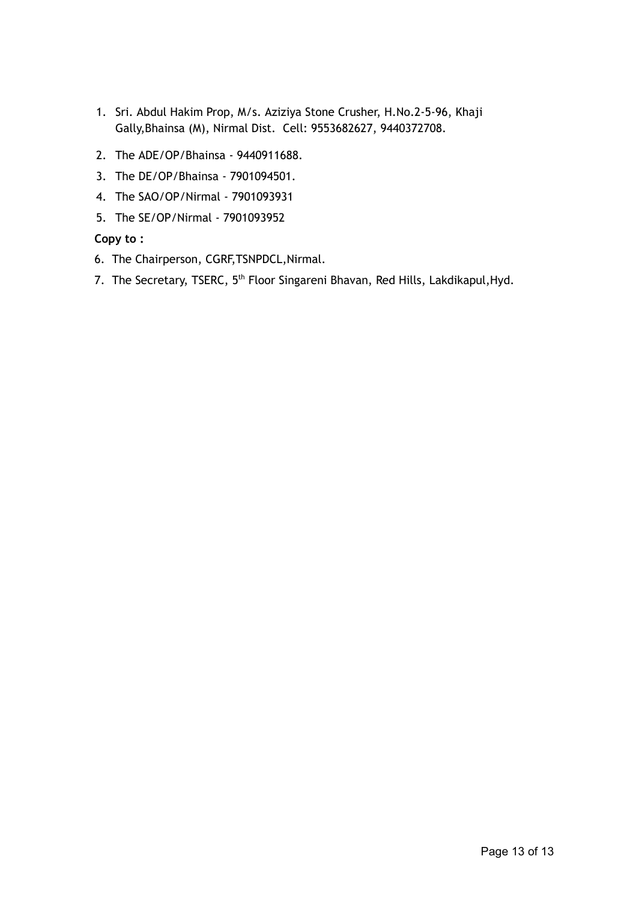1. Sri. Abdul Hakim Prop, M/s. Aziziya Stone Crusher, H.No.2-5-96, Khaji Gally,Bhainsa (M), Nirmal Dist. Cell: 9553682627, 9440372708.
2. The ADE/OP/Bhainsa - 9440911688.
3. The DE/OP/Bhainsa - 7901094501.
4. The SAO/OP/Nirmal - 7901093931
5. The SE/OP/Nirmal - 7901093952

**Copy to :**

6. The Chairperson, CGRF,TSNPDCL,Nirmal.
7. The Secretary, TSERC, 5th Floor Singareni Bhavan, Red Hills, Lakdikapul,Hyd.